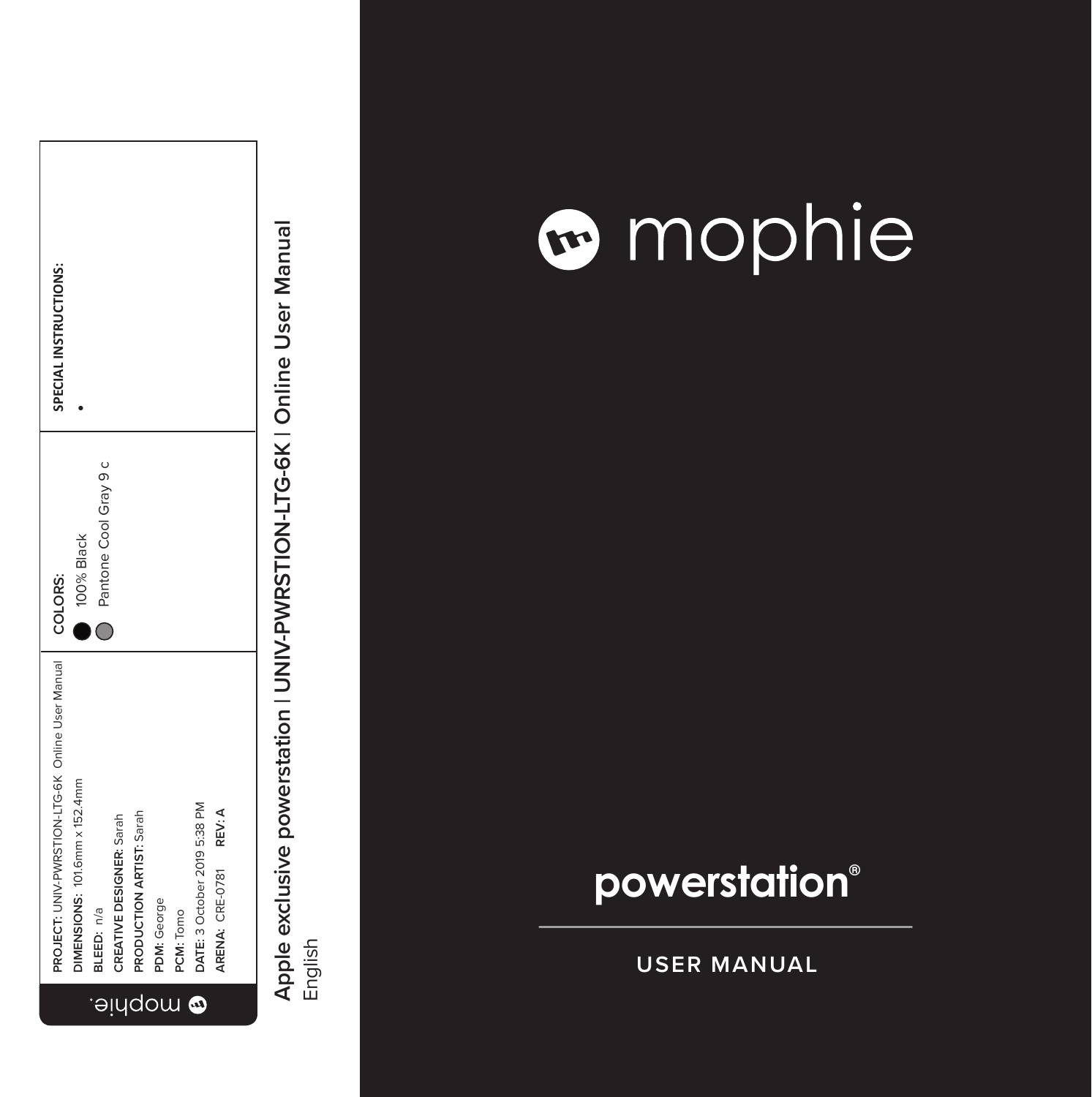mophie

PROJECT: UNIV-PWRSTION-LTG-6K Online User Manual
DIMENSIONS: 101.6mm x 152.4mm
BLEED: n/a
CREATIVE DESIGNER: Sarah
PRODUCTION ARTIST: Sarah
PDM: George
PCM: Tomo
DATE: 3 October 2019 5:38 PM
ARENA: CRE-0781 REV: A

COLORS:
- 100% Black
- Pantone Cool Gray 9 c

SPECIAL INSTRUCTIONS:
- 

**Apple exclusive powerstation | UNIV-PWRSTION-LTG-6K | Online User Manual**
English

# mophie

## powerstation®

**USER MANUAL**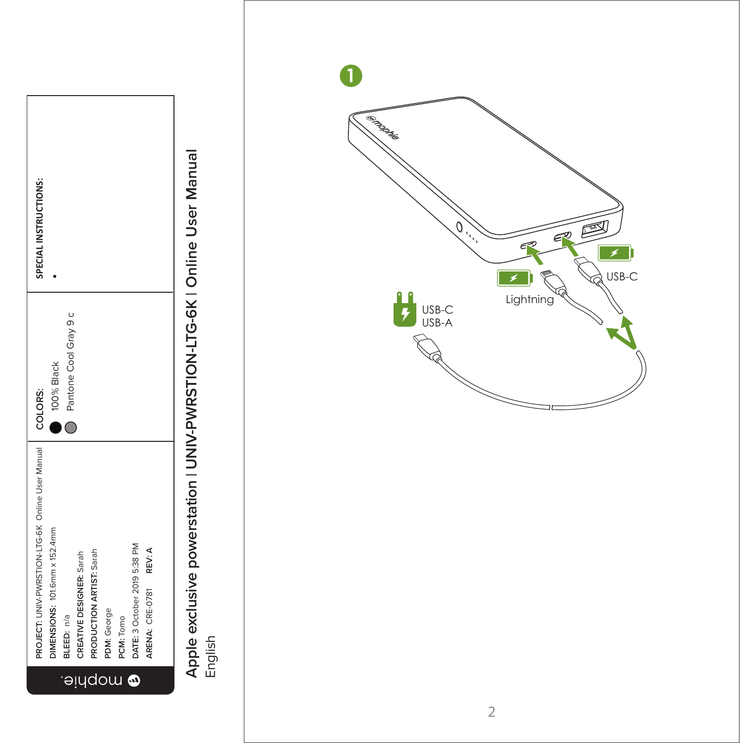**PROJECT:** UNIV-PWRSTION-LTG-6K Online User Manual
**DIMENSIONS:** 101.6mm x 152.4mm
**BLEED:** n/a
**CREATIVE DESIGNER:** Sarah
**PRODUCTION ARTIST:** Sarah
**PDM:** George
**PCM:** Tomo
**DATE:** 3 October 2019 5:38 PM
**ARENA:** CRE-0781 **REV: A**

mophie.

**COLORS:**

- 100% Black
- Pantone Cool Gray 9 c

**SPECIAL INSTRUCTIONS:**

- 

# Apple exclusive powerstation | UNIV-PWRSTION-LTG-6K | Online User Manual

English

1

USB-C
USB-A

Lightning

USB-C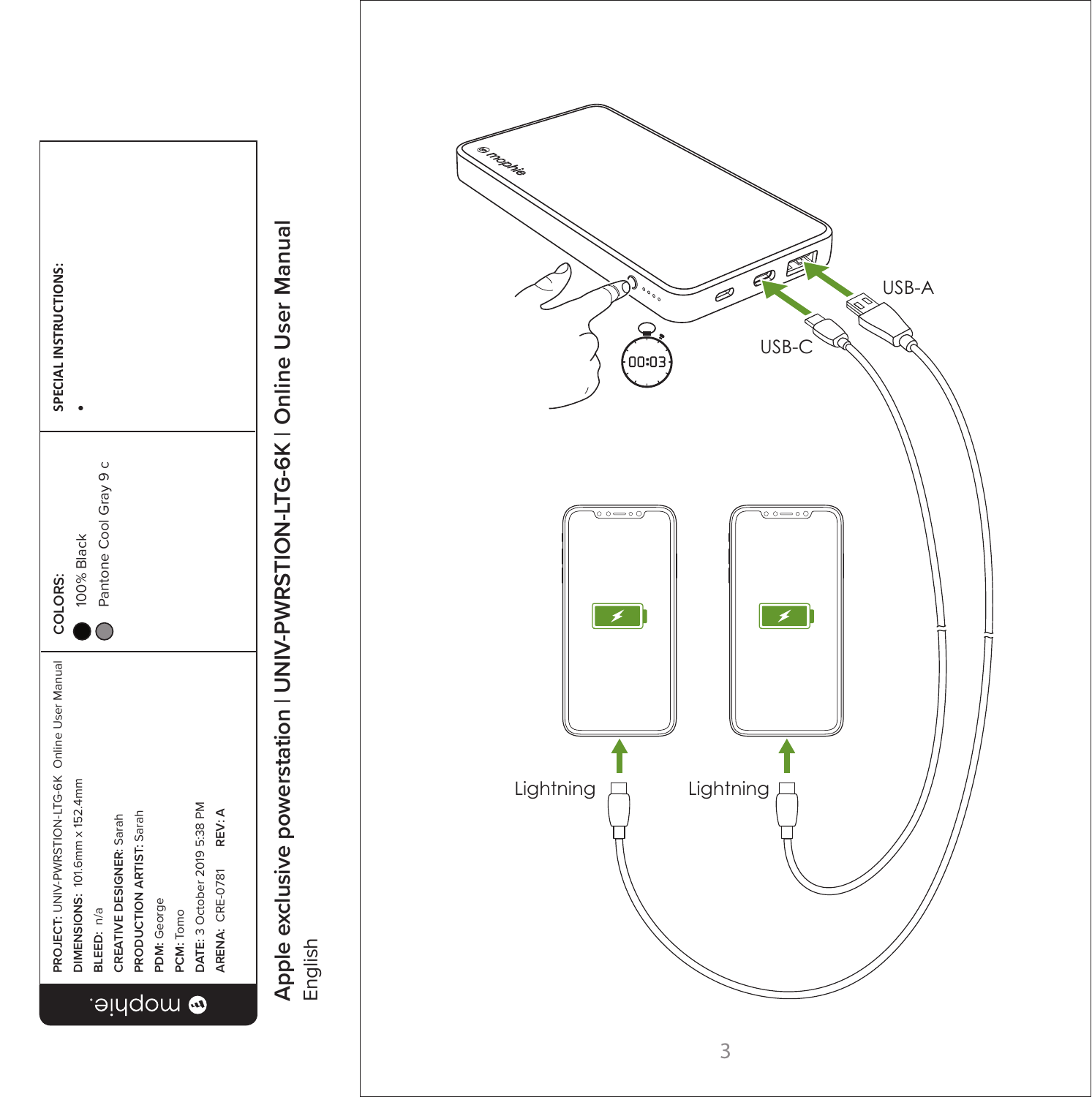**PROJECT:** UNIV-PWRSTION-LTG-6K Online User Manual
**DIMENSIONS:** 101.6mm x 152.4mm
**BLEED:** n/a
**CREATIVE DESIGNER:** Sarah
**PRODUCTION ARTIST:** Sarah
**PDM:** George
**PCM:** Tomo
**DATE:** 3 October 2019 5:38 PM
**ARENA:** CRE-0781 **REV: A**

**COLORS:**
- 100% Black
- Pantone Cool Gray 9 c

**SPECIAL INSTRUCTIONS:**
-

**Apple exclusive powerstation | UNIV-PWRSTION-LTG-6K | Online User Manual**
English

00:03

USB-A

USB-C

Lightning

Lightning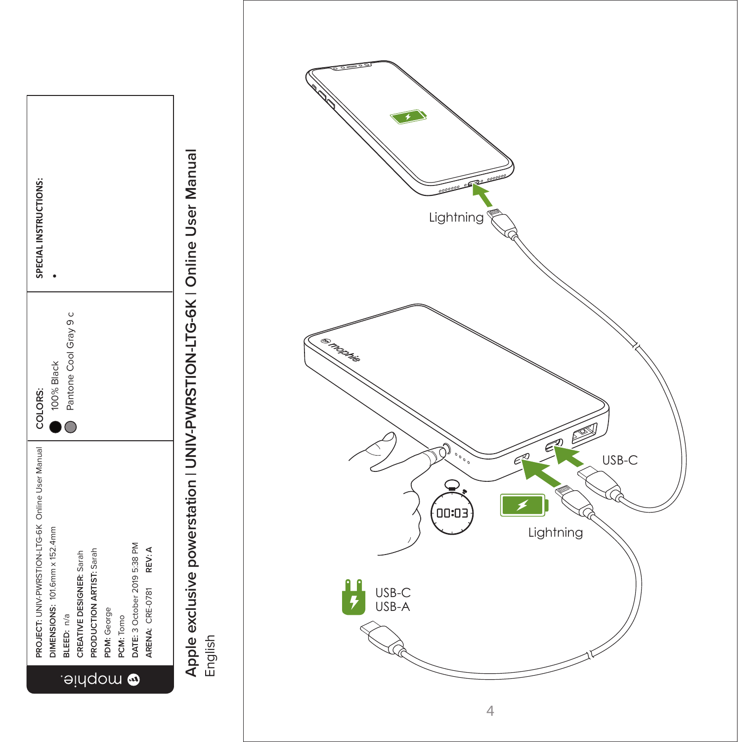mophie.

PROJECT: UNIV-PWRSTION-LTG-6K Online User Manual
DIMENSIONS: 101.6mm x 152.4mm
BLEED: n/a
CREATIVE DESIGNER: Sarah
PRODUCTION ARTIST: Sarah
PDM: George
PCM: Tomo
DATE: 3 October 2019 5:38 PM
ARENA: CRE-0781 REV: A

COLORS:
100% Black
Pantone Cool Gray 9 c

SPECIAL INSTRUCTIONS:
•

**Apple exclusive powerstation | UNIV-PWRSTION-LTG-6K | Online User Manual**
English

Lightning

USB-C

00:03

Lightning

USB-C
USB-A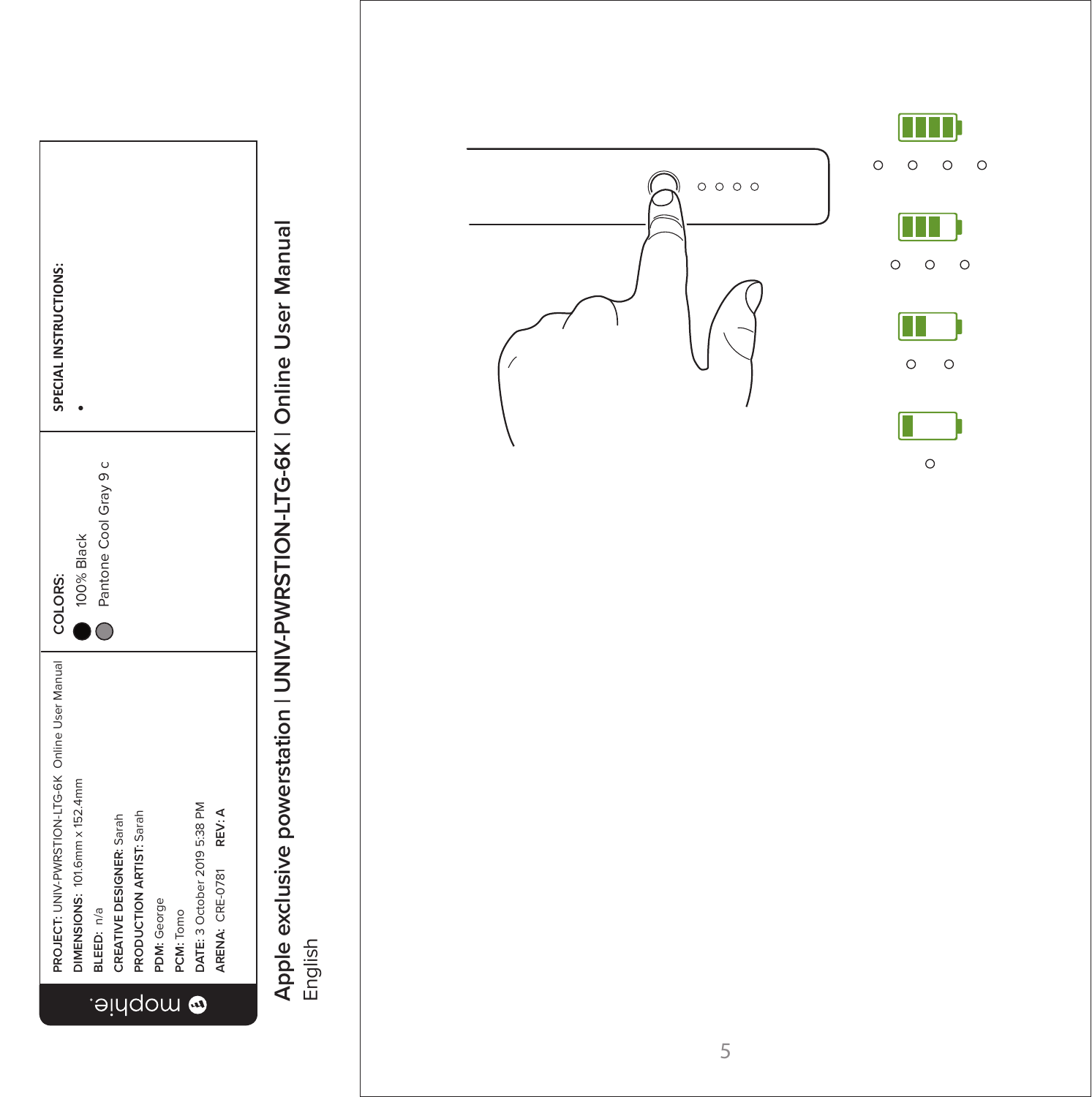**PROJECT**: UNIV-PWRSTION-LTG-6K Online User Manual
**DIMENSIONS**: 101.6mm x 152.4mm
**BLEED**: n/a
**CREATIVE DESIGNER**: Sarah
**PRODUCTION ARTIST**: Sarah
**PDM**: George
**PCM**: Tomo
**DATE**: 3 October 2019 5:38 PM
**ARENA**: CRE-0781 **REV: A**

**COLORS:**

- 100% Black
- Pantone Cool Gray 9 c

**SPECIAL INSTRUCTIONS:**

- 

**Apple exclusive powerstation | UNIV-PWRSTION-LTG-6K | Online User Manual**

English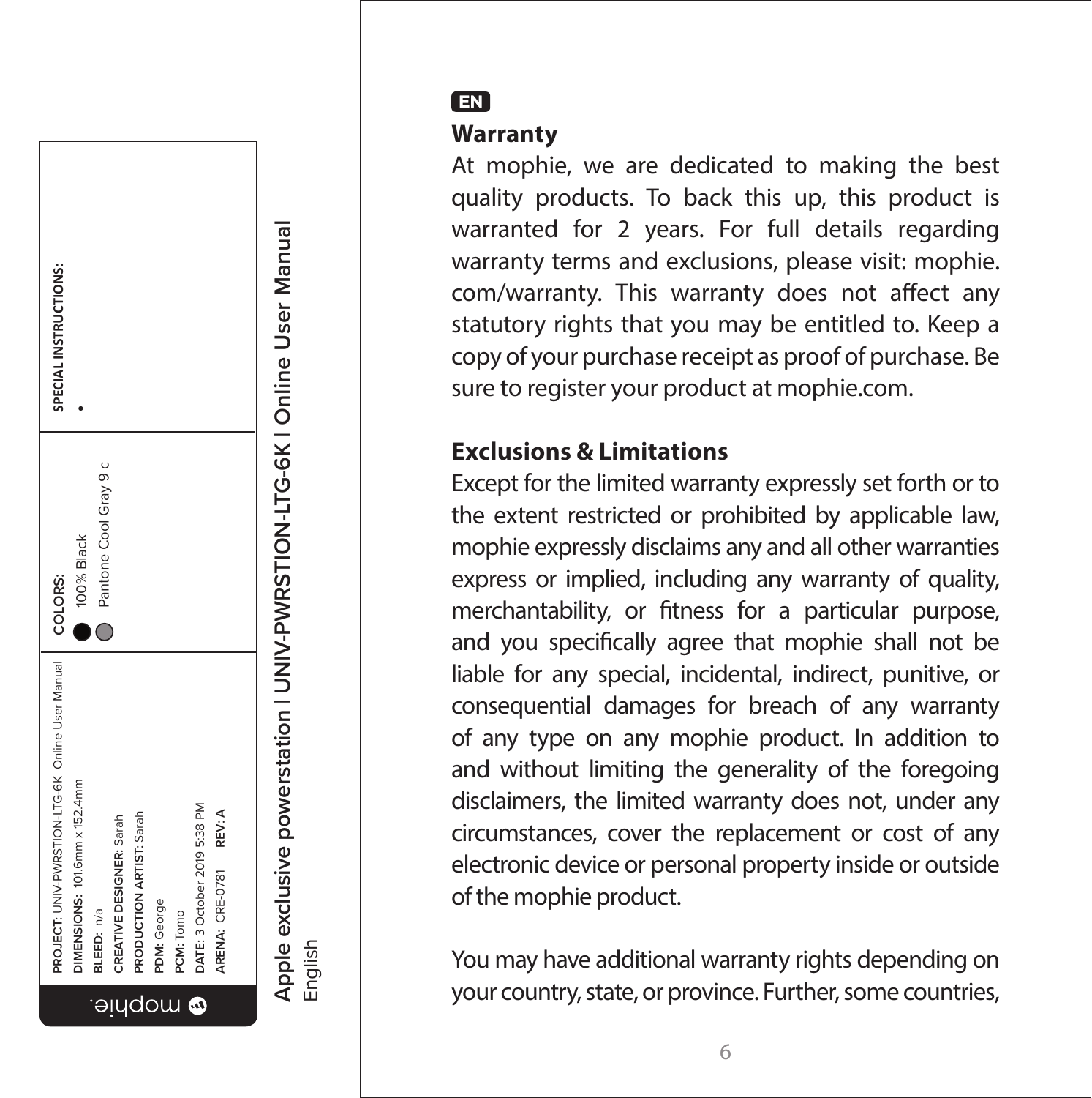**EN**

## Warranty

At mophie, we are dedicated to making the best quality products. To back this up, this product is warranted for 2 years. For full details regarding warranty terms and exclusions, please visit: mophie.com/warranty. This warranty does not affect any statutory rights that you may be entitled to. Keep a copy of your purchase receipt as proof of purchase. Be sure to register your product at mophie.com.

## Exclusions & Limitations

Except for the limited warranty expressly set forth or to the extent restricted or prohibited by applicable law, mophie expressly disclaims any and all other warranties express or implied, including any warranty of quality, merchantability, or fitness for a particular purpose, and you specifically agree that mophie shall not be liable for any special, incidental, indirect, punitive, or consequential damages for breach of any warranty of any type on any mophie product. In addition to and without limiting the generality of the foregoing disclaimers, the limited warranty does not, under any circumstances, cover the replacement or cost of any electronic device or personal property inside or outside of the mophie product.

You may have additional warranty rights depending on your country, state, or province. Further, some countries,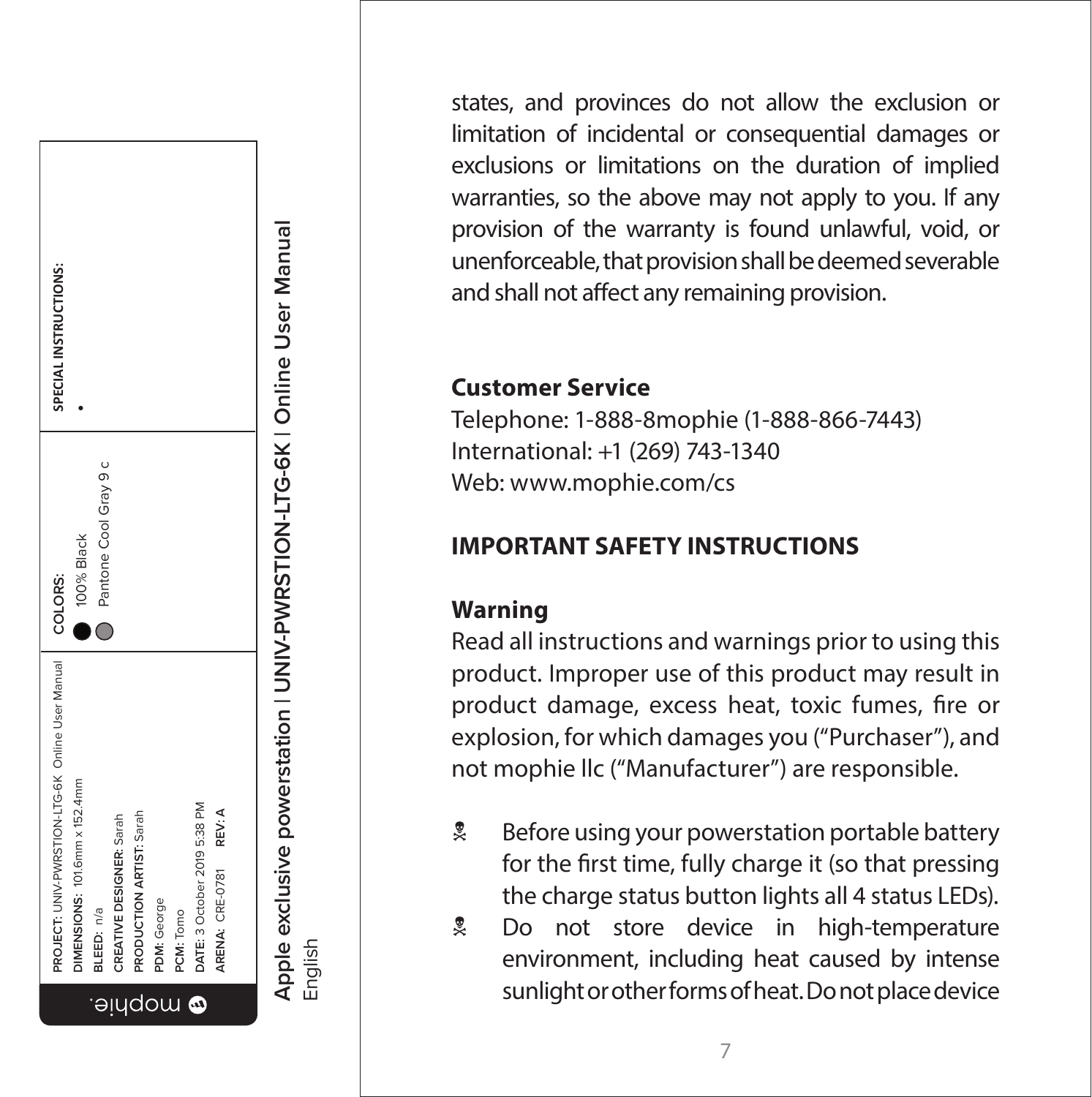states, and provinces do not allow the exclusion or limitation of incidental or consequential damages or exclusions or limitations on the duration of implied warranties, so the above may not apply to you. If any provision of the warranty is found unlawful, void, or unenforceable, that provision shall be deemed severable and shall not affect any remaining provision.

## Customer Service

Telephone: 1-888-8mophie (1-888-866-7443)
International: +1 (269) 743-1340
Web: www.mophie.com/cs

## IMPORTANT SAFETY INSTRUCTIONS

### Warning

Read all instructions and warnings prior to using this product. Improper use of this product may result in product damage, excess heat, toxic fumes, fire or explosion, for which damages you ("Purchaser"), and not mophie llc ("Manufacturer") are responsible.

- Before using your powerstation portable battery for the first time, fully charge it (so that pressing the charge status button lights all 4 status LEDs).
- Do not store device in high-temperature environment, including heat caused by intense sunlight or other forms of heat. Do not place device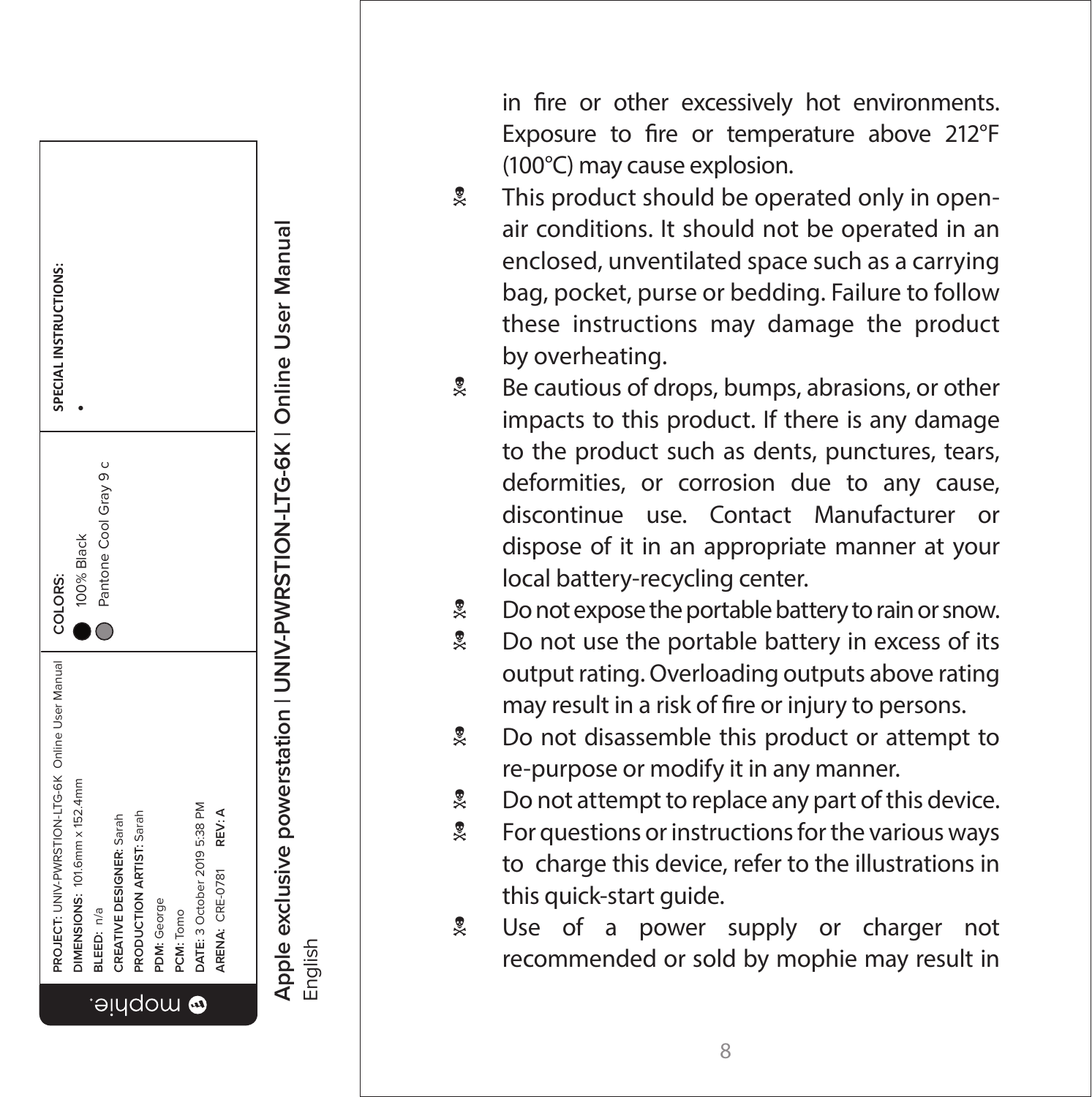in fire or other excessively hot environments. Exposure to fire or temperature above 212°F (100°C) may cause explosion.

- This product should be operated only in open-air conditions. It should not be operated in an enclosed, unventilated space such as a carrying bag, pocket, purse or bedding. Failure to follow these instructions may damage the product by overheating.
- Be cautious of drops, bumps, abrasions, or other impacts to this product. If there is any damage to the product such as dents, punctures, tears, deformities, or corrosion due to any cause, discontinue use. Contact Manufacturer or dispose of it in an appropriate manner at your local battery-recycling center.
- Do not expose the portable battery to rain or snow.
- Do not use the portable battery in excess of its output rating. Overloading outputs above rating may result in a risk of fire or injury to persons.
- Do not disassemble this product or attempt to re-purpose or modify it in any manner.
- Do not attempt to replace any part of this device.
- For questions or instructions for the various ways to charge this device, refer to the illustrations in this quick-start guide.
- Use of a power supply or charger not recommended or sold by mophie may result in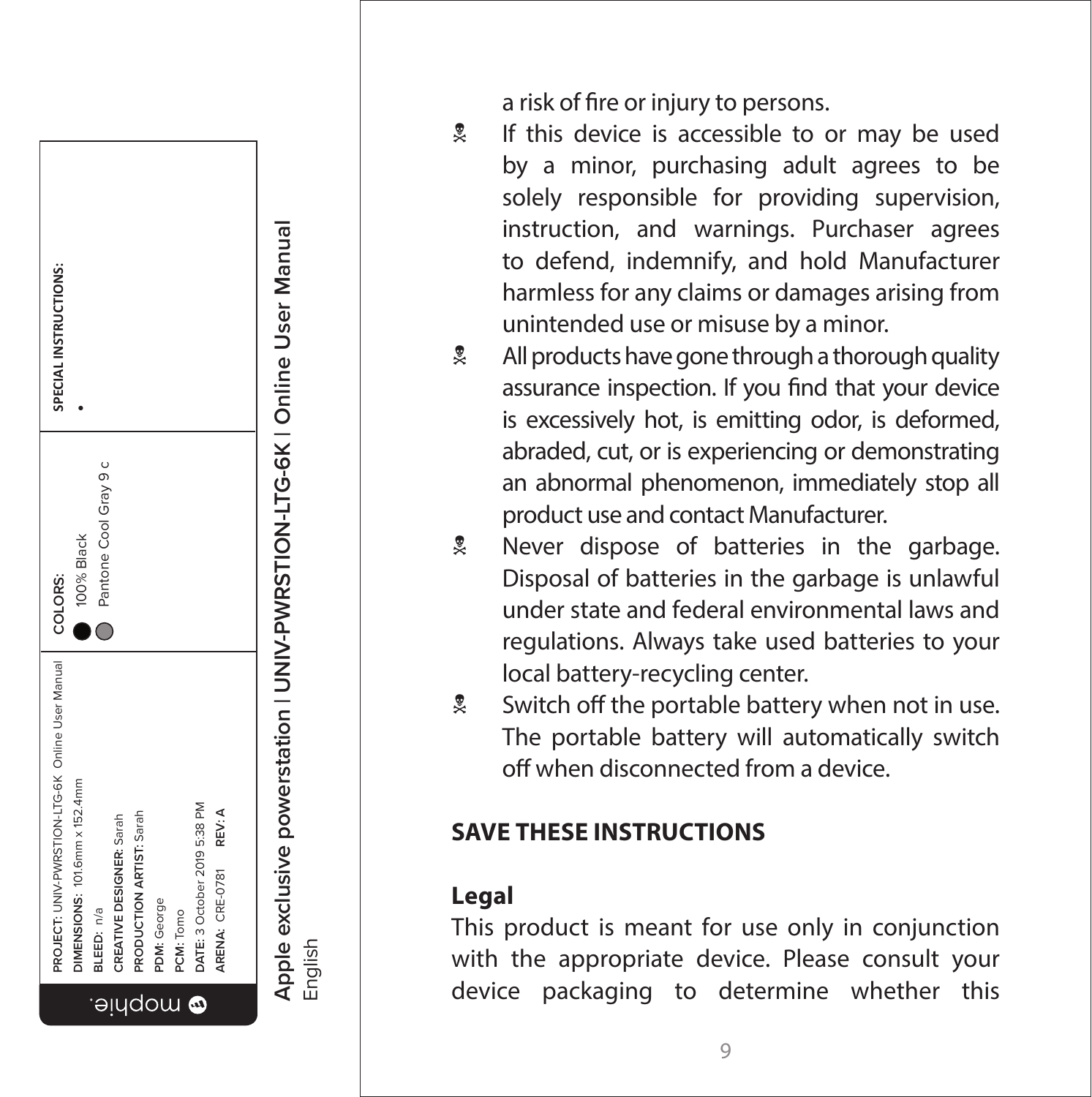a risk of fire or injury to persons.

- If this device is accessible to or may be used by a minor, purchasing adult agrees to be solely responsible for providing supervision, instruction, and warnings. Purchaser agrees to defend, indemnify, and hold Manufacturer harmless for any claims or damages arising from unintended use or misuse by a minor.
- All products have gone through a thorough quality assurance inspection. If you find that your device is excessively hot, is emitting odor, is deformed, abraded, cut, or is experiencing or demonstrating an abnormal phenomenon, immediately stop all product use and contact Manufacturer.
- Never dispose of batteries in the garbage. Disposal of batteries in the garbage is unlawful under state and federal environmental laws and regulations. Always take used batteries to your local battery-recycling center.
- Switch off the portable battery when not in use. The portable battery will automatically switch off when disconnected from a device.

**SAVE THESE INSTRUCTIONS**

**Legal**

This product is meant for use only in conjunction with the appropriate device. Please consult your device packaging to determine whether this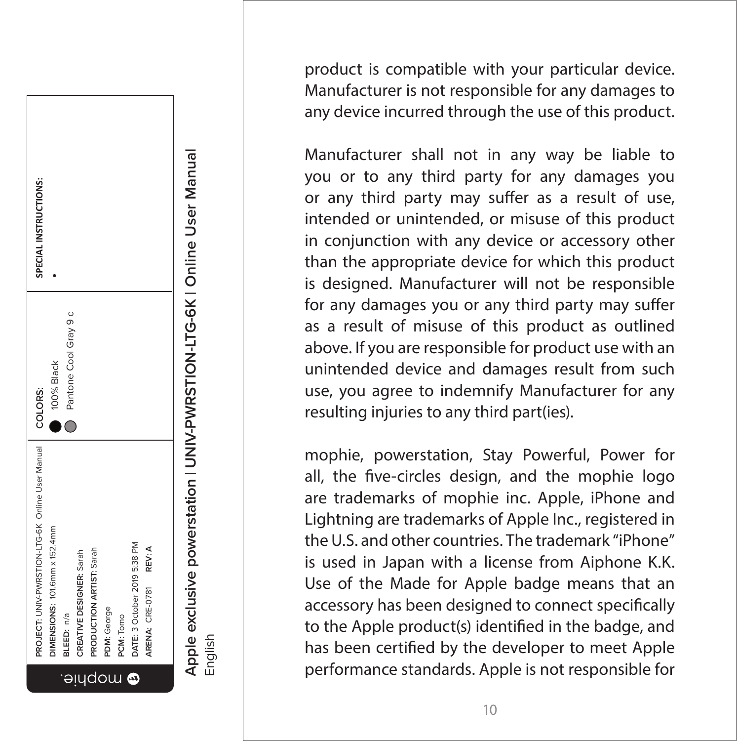product is compatible with your particular device. Manufacturer is not responsible for any damages to any device incurred through the use of this product.

Manufacturer shall not in any way be liable to you or to any third party for any damages you or any third party may suffer as a result of use, intended or unintended, or misuse of this product in conjunction with any device or accessory other than the appropriate device for which this product is designed. Manufacturer will not be responsible for any damages you or any third party may suffer as a result of misuse of this product as outlined above. If you are responsible for product use with an unintended device and damages result from such use, you agree to indemnify Manufacturer for any resulting injuries to any third part(ies).

mophie, powerstation, Stay Powerful, Power for all, the five-circles design, and the mophie logo are trademarks of mophie inc. Apple, iPhone and Lightning are trademarks of Apple Inc., registered in the U.S. and other countries. The trademark "iPhone" is used in Japan with a license from Aiphone K.K. Use of the Made for Apple badge means that an accessory has been designed to connect specifically to the Apple product(s) identified in the badge, and has been certified by the developer to meet Apple performance standards. Apple is not responsible for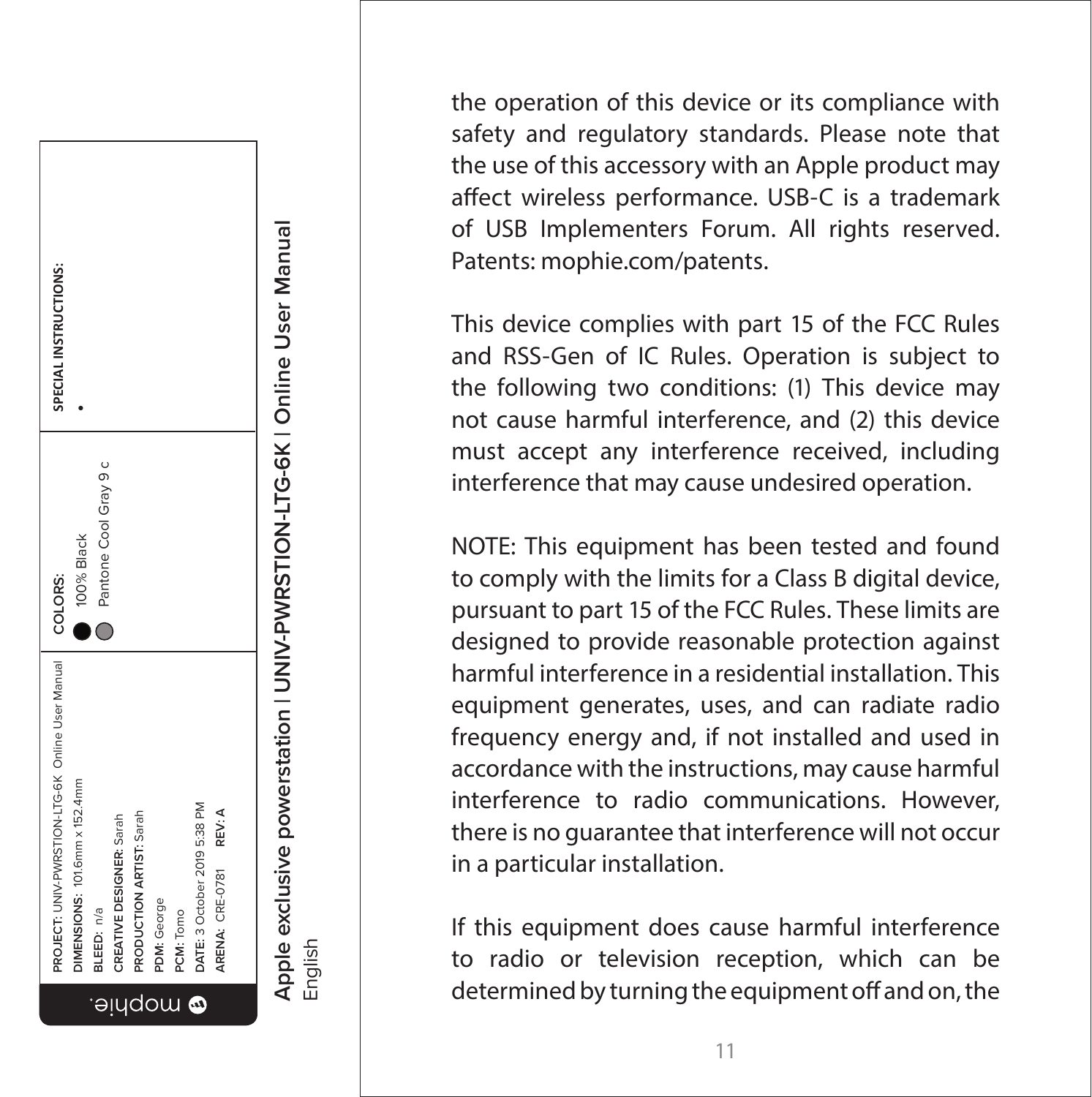the operation of this device or its compliance with safety and regulatory standards. Please note that the use of this accessory with an Apple product may affect wireless performance. USB-C is a trademark of USB Implementers Forum. All rights reserved. Patents: mophie.com/patents.

This device complies with part 15 of the FCC Rules and RSS-Gen of IC Rules. Operation is subject to the following two conditions: (1) This device may not cause harmful interference, and (2) this device must accept any interference received, including interference that may cause undesired operation.

NOTE: This equipment has been tested and found to comply with the limits for a Class B digital device, pursuant to part 15 of the FCC Rules. These limits are designed to provide reasonable protection against harmful interference in a residential installation. This equipment generates, uses, and can radiate radio frequency energy and, if not installed and used in accordance with the instructions, may cause harmful interference to radio communications. However, there is no guarantee that interference will not occur in a particular installation.

If this equipment does cause harmful interference to radio or television reception, which can be determined by turning the equipment off and on, the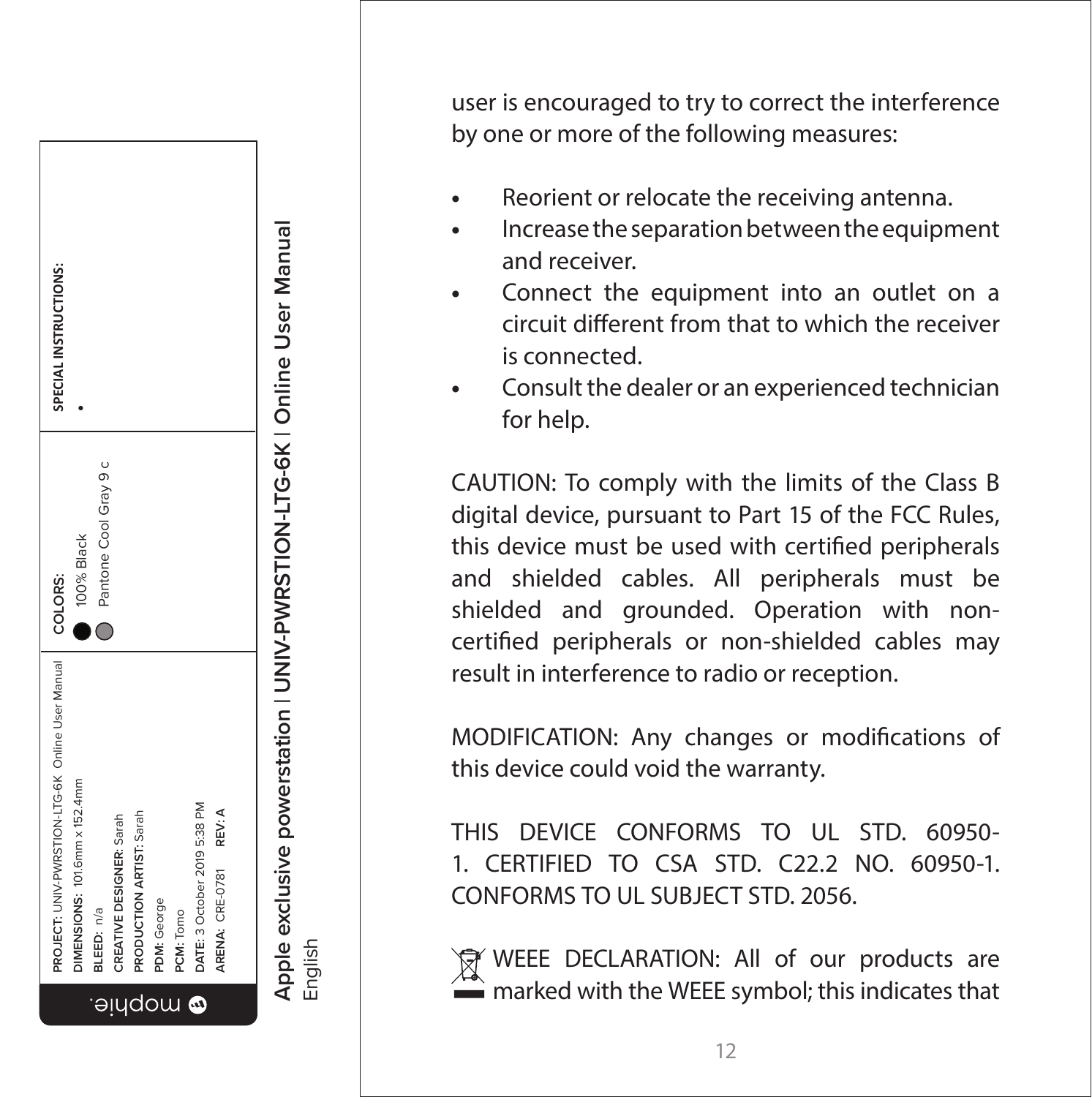user is encouraged to try to correct the interference by one or more of the following measures:

- Reorient or relocate the receiving antenna.
- Increase the separation between the equipment and receiver.
- Connect the equipment into an outlet on a circuit different from that to which the receiver is connected.
- Consult the dealer or an experienced technician for help.

CAUTION: To comply with the limits of the Class B digital device, pursuant to Part 15 of the FCC Rules, this device must be used with certified peripherals and shielded cables. All peripherals must be shielded and grounded. Operation with non-certified peripherals or non-shielded cables may result in interference to radio or reception.

MODIFICATION: Any changes or modifications of this device could void the warranty.

THIS DEVICE CONFORMS TO UL STD. 60950-1. CERTIFIED TO CSA STD. C22.2 NO. 60950-1. CONFORMS TO UL SUBJECT STD. 2056.

WEEE DECLARATION: All of our products are marked with the WEEE symbol; this indicates that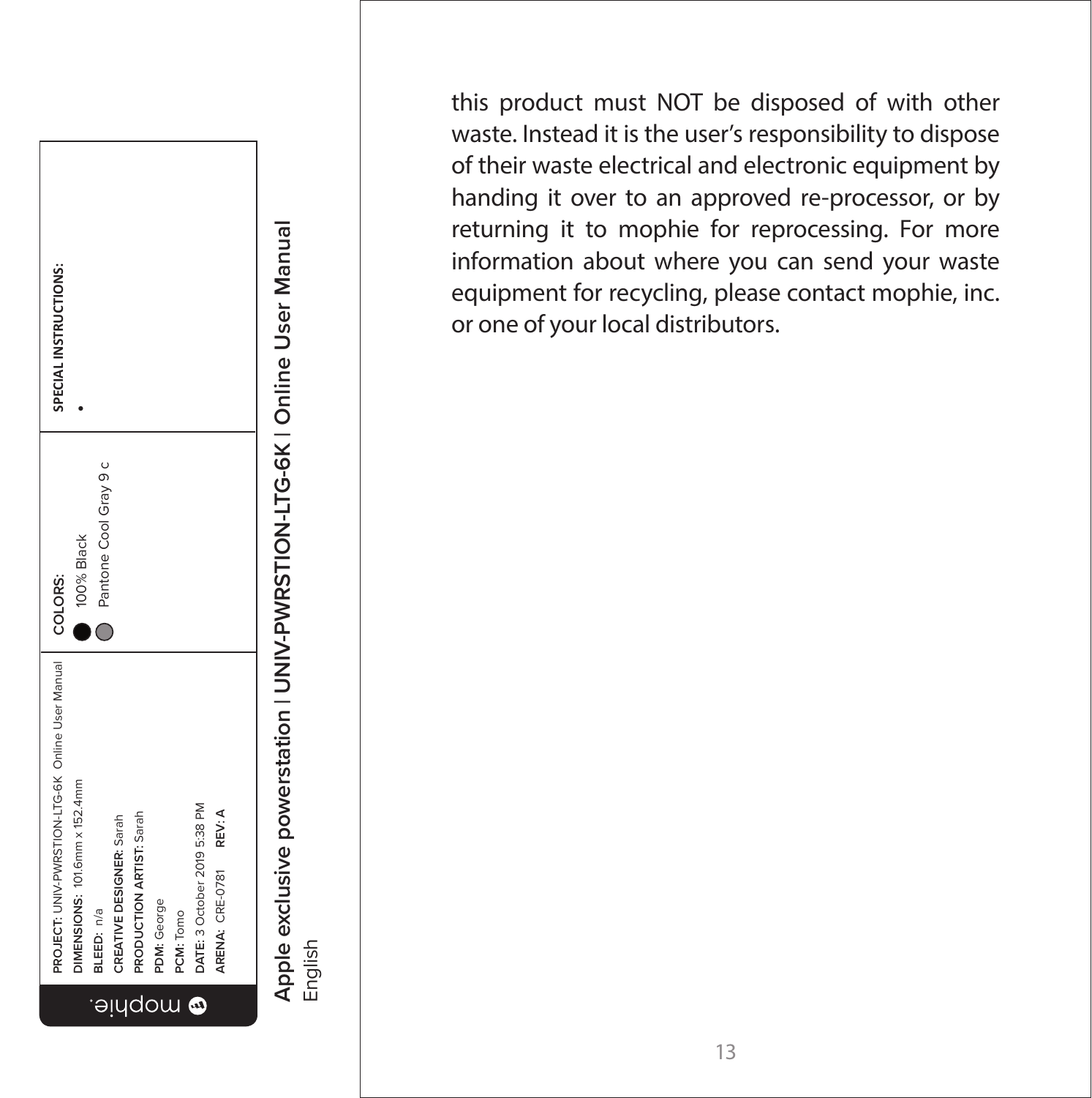this product must NOT be disposed of with other waste. Instead it is the user's responsibility to dispose of their waste electrical and electronic equipment by handing it over to an approved re-processor, or by returning it to mophie for reprocessing. For more information about where you can send your waste equipment for recycling, please contact mophie, inc. or one of your local distributors.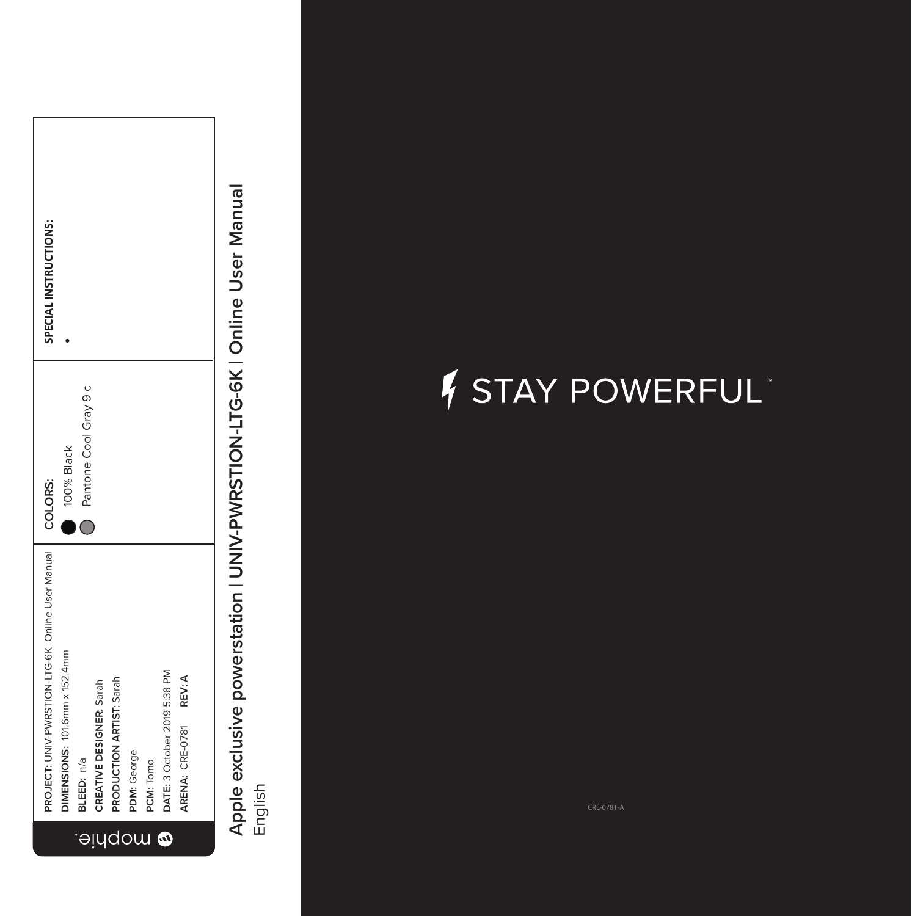mophie.

PROJECT: UNIV-PWRSTION-LTG-6K Online User Manual
DIMENSIONS: 101.6mm x 152.4mm
BLEED: n/a
CREATIVE DESIGNER: Sarah
PRODUCTION ARTIST: Sarah
PDM: George
PCM: Tomo
DATE: 3 October 2019 5:38 PM
ARENA: CRE-0781 REV: A

COLORS:
100% Black
Pantone Cool Gray 9 c

SPECIAL INSTRUCTIONS:
•

Apple exclusive powerstation | UNIV-PWRSTION-LTG-6K | Online User Manual
English

STAY POWERFUL™

CRE-0781-A